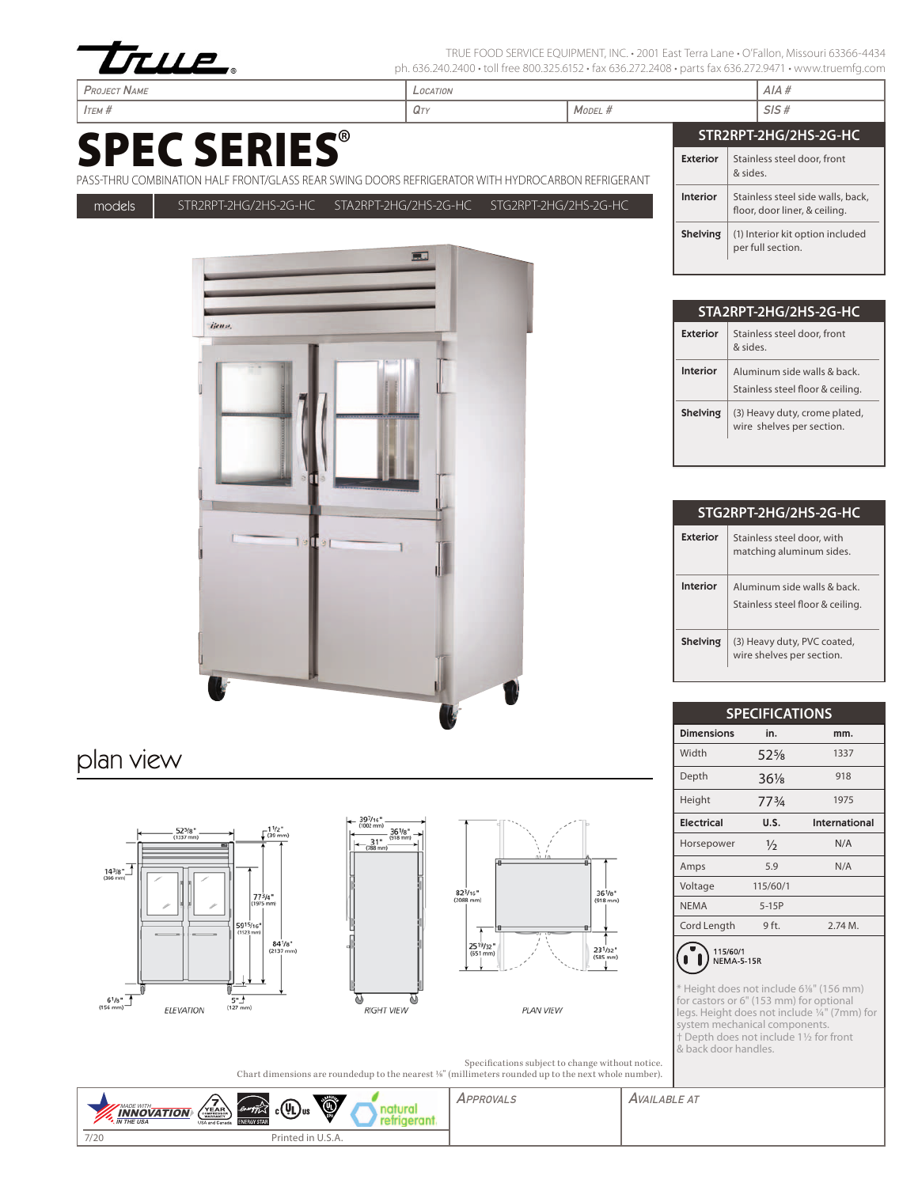TRUE FOOD SERVICE EQUIPMENT, INC. • 2001 East Terra Lane • O'Fallon, Missouri 63366-4434
ph. 636.240.2400 • toll free 800.325.6152 • fax 636.272.2408 • parts fax 636.272.9471 • www.truemfg.com

| Project Name | Location | | AIA # |
|---|---|---|---|
| Item # | Qty | Model # | SIS # |

# SPEC SERIES®

PASS-THRU COMBINATION HALF FRONT/GLASS REAR SWING DOORS REFRIGERATOR WITH HYDROCARBON REFRIGERANT

**models** STR2RPT-2HG/2HS-2G-HC STA2RPT-2HG/2HS-2G-HC STG2RPT-2HG/2HS-2G-HC

## STR2RPT-2HG/2HS-2G-HC

| | |
|---|---|
| **Exterior** | Stainless steel door, front & sides. |
| **Interior** | Stainless steel side walls, back, floor, door liner, & ceiling. |
| **Shelving** | (1) Interior kit option included per full section. |

## STA2RPT-2HG/2HS-2G-HC

| | |
|---|---|
| **Exterior** | Stainless steel door, front & sides. |
| **Interior** | Aluminum side walls & back. Stainless steel floor & ceiling. |
| **Shelving** | (3) Heavy duty, crome plated, wire shelves per section. |

## STG2RPT-2HG/2HS-2G-HC

| | |
|---|---|
| **Exterior** | Stainless steel door, with matching aluminum sides. |
| **Interior** | Aluminum side walls & back. Stainless steel floor & ceiling. |
| **Shelving** | (3) Heavy duty, PVC coated, wire shelves per section. |

## SPECIFICATIONS

| **Dimensions** | **in.** | **mm.** |
|---|---|---|
| Width | 52⅝ | 1337 |
| Depth | 36⅛ | 918 |
| Height | 77¾ | 1975 |
| **Electrical** | **U.S.** | **International** |
| Horsepower | ½ | N/A |
| Amps | 5.9 | N/A |
| Voltage | 115/60/1 | |
| NEMA | 5-15P | |
| Cord Length | 9 ft. | 2.74 M. |

115/60/1
NEMA-5-15R

* Height does not include 6⅛" (156 mm) for castors or 6" (153 mm) for optional legs. Height does not include ¼" (7mm) for system mechanical components.
† Depth does not include 1½ for front & back door handles.

## plan view

ELEVATION: 52⅝" (1337 mm); 1½" (39 mm); 14⅜" (366 mm); 77¾" (1975 mm); 59¹⁵⁄₁₆" (1523 mm); 84⅛" (2137 mm); 6⅛" (156 mm); 5" (127 mm)

RIGHT VIEW: 39⁷⁄₁₆" (1002 mm); 36⅛" (918 mm); 31" (788 mm)

PLAN VIEW: 82³⁄₁₆" (2088 mm); 36⅛" (918 mm); 25¹³⁄₃₂" (651 mm); 23¹⁄₃₂" (585 mm)

Specifications subject to change without notice.
Chart dimensions are roundedup to the nearest ⅛" (millimeters rounded up to the next whole number).

| | Approvals | Available at |
|---|---|---|
| 7/20 Printed in U.S.A. | | |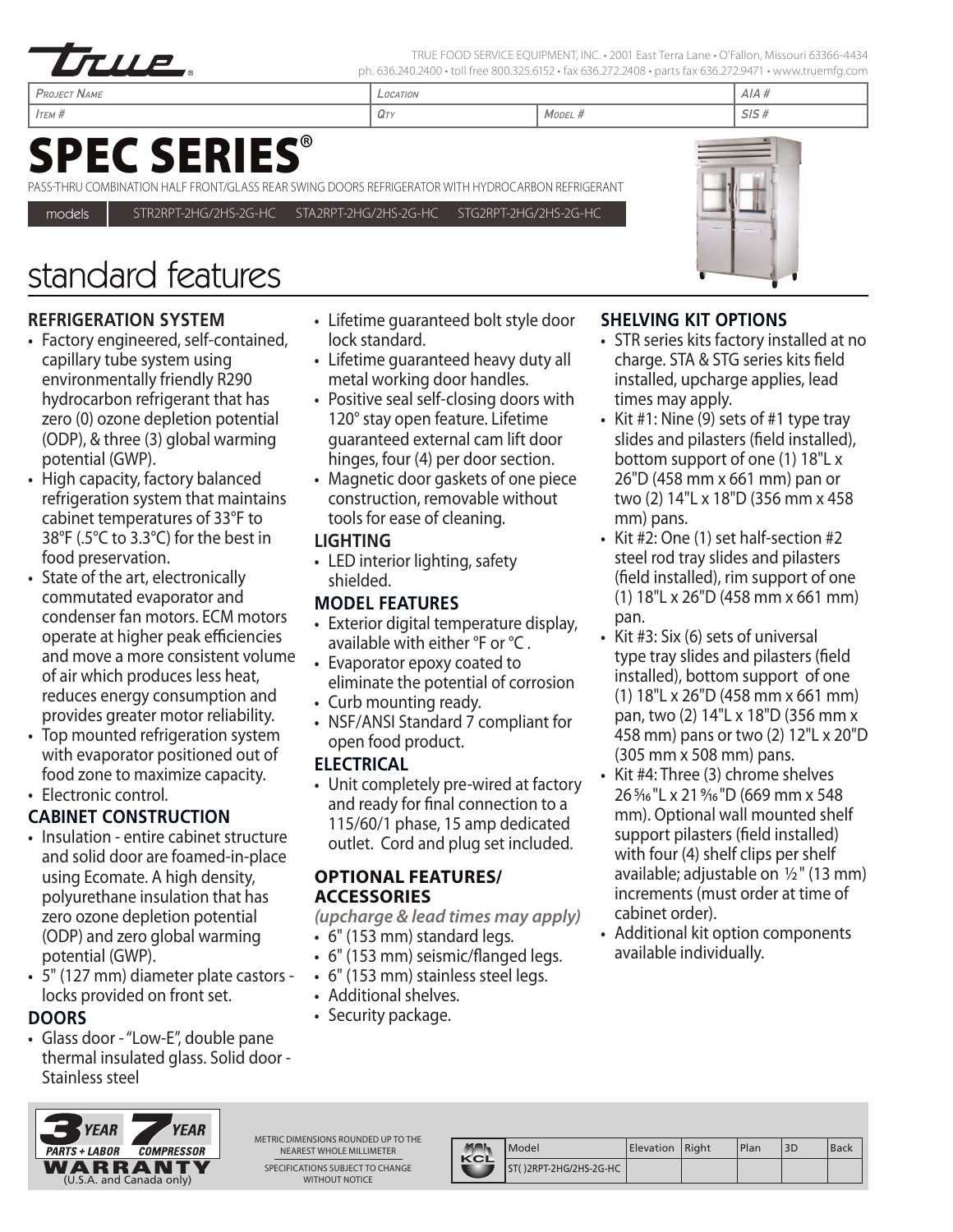TRUE FOOD SERVICE EQUIPMENT, INC. • 2001 East Terra Lane • O'Fallon, Missouri 63366-4434
ph. 636.240.2400 • toll free 800.325.6152 • fax 636.272.2408 • parts fax 636.272.9471 • www.truemfg.com

| Project Name | Location | | AIA # |
|---|---|---|---|
| Item # | Qty | Model # | SIS # |

# SPEC SERIES®

PASS-THRU COMBINATION HALF FRONT/GLASS REAR SWING DOORS REFRIGERATOR WITH HYDROCARBON REFRIGERANT

models: STR2RPT-2HG/2HS-2G-HC STA2RPT-2HG/2HS-2G-HC STG2RPT-2HG/2HS-2G-HC

## standard features

### REFRIGERATION SYSTEM

- Factory engineered, self-contained, capillary tube system using environmentally friendly R290 hydrocarbon refrigerant that has zero (0) ozone depletion potential (ODP), & three (3) global warming potential (GWP).
- High capacity, factory balanced refrigeration system that maintains cabinet temperatures of 33°F to 38°F (.5°C to 3.3°C) for the best in food preservation.
- State of the art, electronically commutated evaporator and condenser fan motors. ECM motors operate at higher peak efficiencies and move a more consistent volume of air which produces less heat, reduces energy consumption and provides greater motor reliability.
- Top mounted refrigeration system with evaporator positioned out of food zone to maximize capacity.
- Electronic control.

### CABINET CONSTRUCTION

- Insulation - entire cabinet structure and solid door are foamed-in-place using Ecomate. A high density, polyurethane insulation that has zero ozone depletion potential (ODP) and zero global warming potential (GWP).
- 5" (127 mm) diameter plate castors - locks provided on front set.

### DOORS

- Glass door - "Low-E", double pane thermal insulated glass. Solid door - Stainless steel
- Lifetime guaranteed bolt style door lock standard.
- Lifetime guaranteed heavy duty all metal working door handles.
- Positive seal self-closing doors with 120° stay open feature. Lifetime guaranteed external cam lift door hinges, four (4) per door section.
- Magnetic door gaskets of one piece construction, removable without tools for ease of cleaning.

### LIGHTING

- LED interior lighting, safety shielded.

### MODEL FEATURES

- Exterior digital temperature display, available with either °F or °C .
- Evaporator epoxy coated to eliminate the potential of corrosion
- Curb mounting ready.
- NSF/ANSI Standard 7 compliant for open food product.

### ELECTRICAL

- Unit completely pre-wired at factory and ready for final connection to a 115/60/1 phase, 15 amp dedicated outlet. Cord and plug set included.

### OPTIONAL FEATURES/ ACCESSORIES

*(upcharge & lead times may apply)*

- 6" (153 mm) standard legs.
- 6" (153 mm) seismic/flanged legs.
- 6" (153 mm) stainless steel legs.
- Additional shelves.
- Security package.

### SHELVING KIT OPTIONS

- STR series kits factory installed at no charge. STA & STG series kits field installed, upcharge applies, lead times may apply.
- Kit #1: Nine (9) sets of #1 type tray slides and pilasters (field installed), bottom support of one (1) 18"L x 26"D (458 mm x 661 mm) pan or two (2) 14"L x 18"D (356 mm x 458 mm) pans.
- Kit #2: One (1) set half-section #2 steel rod tray slides and pilasters (field installed), rim support of one (1) 18"L x 26"D (458 mm x 661 mm) pan.
- Kit #3: Six (6) sets of universal type tray slides and pilasters (field installed), bottom support of one (1) 18"L x 26"D (458 mm x 661 mm) pan, two (2) 14"L x 18"D (356 mm x 458 mm) pans or two (2) 12"L x 20"D (305 mm x 508 mm) pans.
- Kit #4: Three (3) chrome shelves 26 5⁄16"L x 21 9⁄16"D (669 mm x 548 mm). Optional wall mounted shelf support pilasters (field installed) with four (4) shelf clips per shelf available; adjustable on ½" (13 mm) increments (must order at time of cabinet order).
- Additional kit option components available individually.

3 YEAR PARTS + LABOR 7 YEAR COMPRESSOR WARRANTY (U.S.A. and Canada only)

METRIC DIMENSIONS ROUNDED UP TO THE NEAREST WHOLE MILLIMETER

SPECIFICATIONS SUBJECT TO CHANGE WITHOUT NOTICE

| Model | Elevation | Right | Plan | 3D | Back |
|---|---|---|---|---|---|
| ST( )2RPT-2HG/2HS-2G-HC | | | | | |